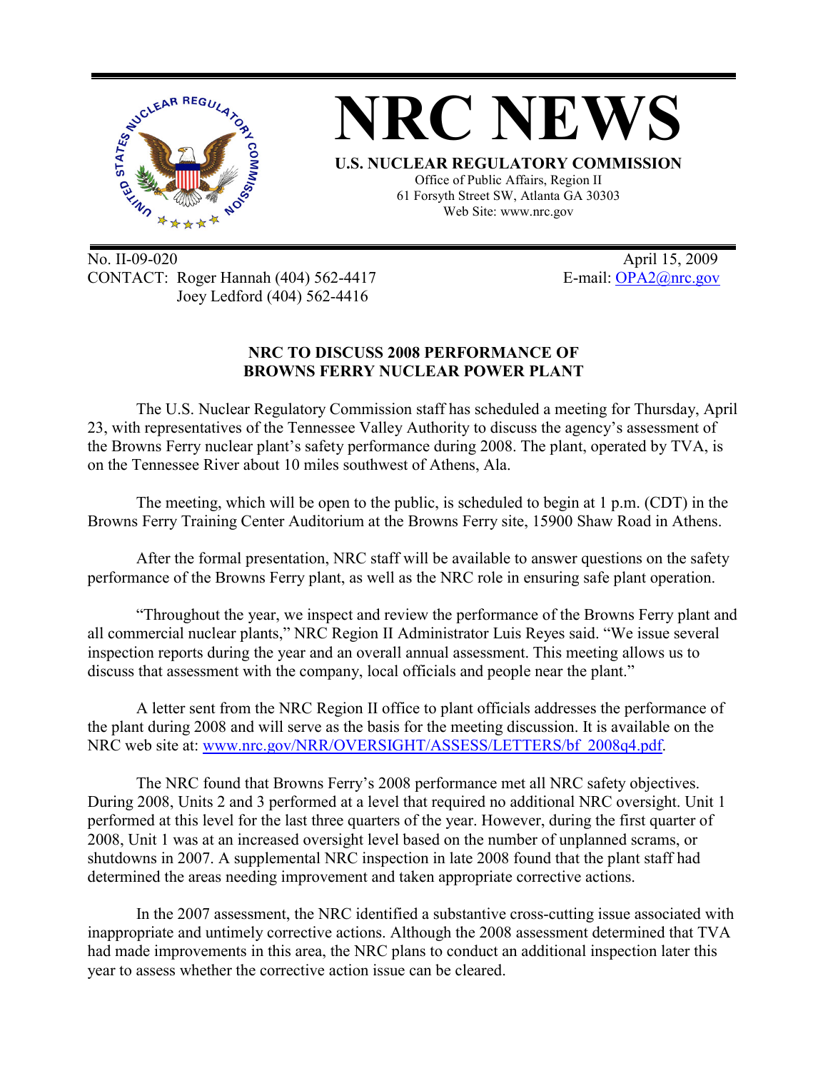# NRC NEWS

**U.S. NUCLEAR REGULATORY COMMISSION**

Office of Public Affairs, Region II
61 Forsyth Street SW, Atlanta GA 30303
Web Site: www.nrc.gov

No. II-09-020 April 15, 2009
CONTACT: Roger Hannah (404) 562-4417 E-mail: OPA2@nrc.gov
Joey Ledford (404) 562-4416

## NRC TO DISCUSS 2008 PERFORMANCE OF BROWNS FERRY NUCLEAR POWER PLANT

The U.S. Nuclear Regulatory Commission staff has scheduled a meeting for Thursday, April 23, with representatives of the Tennessee Valley Authority to discuss the agency's assessment of the Browns Ferry nuclear plant's safety performance during 2008. The plant, operated by TVA, is on the Tennessee River about 10 miles southwest of Athens, Ala.

The meeting, which will be open to the public, is scheduled to begin at 1 p.m. (CDT) in the Browns Ferry Training Center Auditorium at the Browns Ferry site, 15900 Shaw Road in Athens.

After the formal presentation, NRC staff will be available to answer questions on the safety performance of the Browns Ferry plant, as well as the NRC role in ensuring safe plant operation.

"Throughout the year, we inspect and review the performance of the Browns Ferry plant and all commercial nuclear plants," NRC Region II Administrator Luis Reyes said. "We issue several inspection reports during the year and an overall annual assessment. This meeting allows us to discuss that assessment with the company, local officials and people near the plant."

A letter sent from the NRC Region II office to plant officials addresses the performance of the plant during 2008 and will serve as the basis for the meeting discussion. It is available on the NRC web site at: www.nrc.gov/NRR/OVERSIGHT/ASSESS/LETTERS/bf_2008q4.pdf.

The NRC found that Browns Ferry's 2008 performance met all NRC safety objectives. During 2008, Units 2 and 3 performed at a level that required no additional NRC oversight. Unit 1 performed at this level for the last three quarters of the year. However, during the first quarter of 2008, Unit 1 was at an increased oversight level based on the number of unplanned scrams, or shutdowns in 2007. A supplemental NRC inspection in late 2008 found that the plant staff had determined the areas needing improvement and taken appropriate corrective actions.

In the 2007 assessment, the NRC identified a substantive cross-cutting issue associated with inappropriate and untimely corrective actions. Although the 2008 assessment determined that TVA had made improvements in this area, the NRC plans to conduct an additional inspection later this year to assess whether the corrective action issue can be cleared.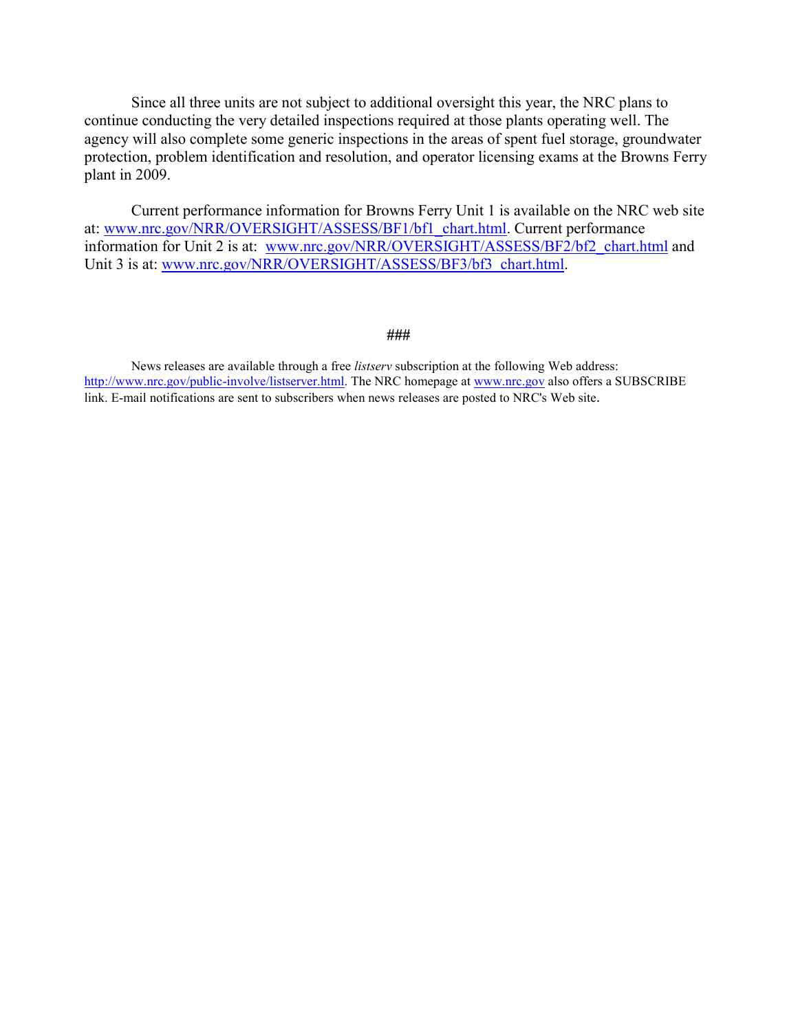Since all three units are not subject to additional oversight this year, the NRC plans to continue conducting the very detailed inspections required at those plants operating well. The agency will also complete some generic inspections in the areas of spent fuel storage, groundwater protection, problem identification and resolution, and operator licensing exams at the Browns Ferry plant in 2009.

Current performance information for Browns Ferry Unit 1 is available on the NRC web site at: www.nrc.gov/NRR/OVERSIGHT/ASSESS/BF1/bf1_chart.html. Current performance information for Unit 2 is at: www.nrc.gov/NRR/OVERSIGHT/ASSESS/BF2/bf2_chart.html and Unit 3 is at: www.nrc.gov/NRR/OVERSIGHT/ASSESS/BF3/bf3_chart.html.

###

News releases are available through a free *listserv* subscription at the following Web address: http://www.nrc.gov/public-involve/listserver.html. The NRC homepage at www.nrc.gov also offers a SUBSCRIBE link. E-mail notifications are sent to subscribers when news releases are posted to NRC's Web site.